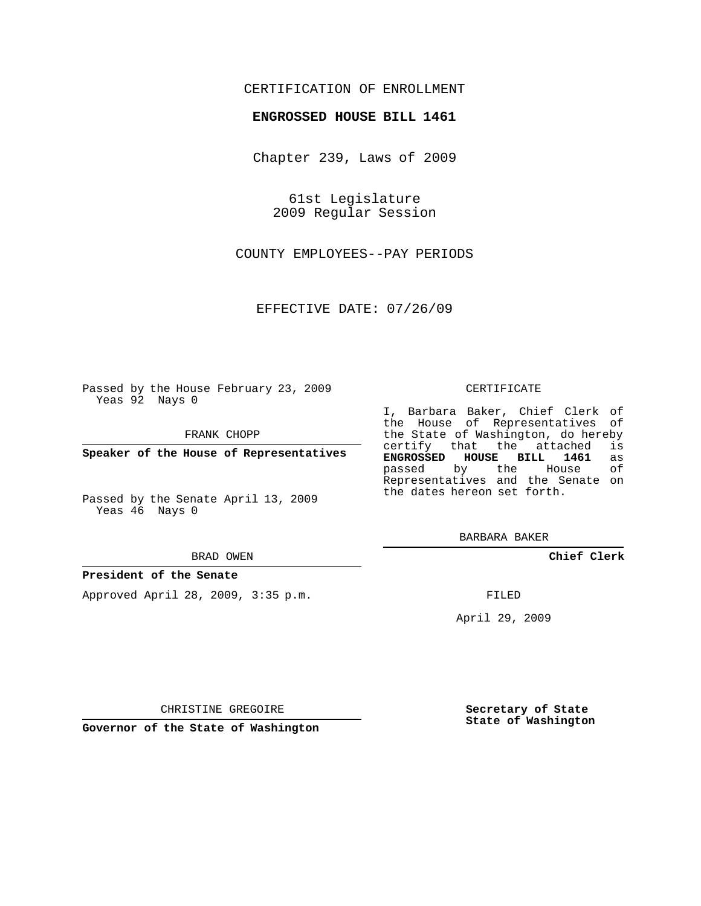CERTIFICATION OF ENROLLMENT

**ENGROSSED HOUSE BILL 1461**

Chapter 239, Laws of 2009

61st Legislature
2009 Regular Session

COUNTY EMPLOYEES--PAY PERIODS

EFFECTIVE DATE: 07/26/09

Passed by the House February 23, 2009
Yeas 92 Nays 0

FRANK CHOPP

**Speaker of the House of Representatives**

Passed by the Senate April 13, 2009
Yeas 46 Nays 0

BRAD OWEN

**President of the Senate**

Approved April 28, 2009, 3:35 p.m.

CHRISTINE GREGOIRE

**Governor of the State of Washington**

CERTIFICATE

I, Barbara Baker, Chief Clerk of the House of Representatives of the State of Washington, do hereby certify that the attached is **ENGROSSED HOUSE BILL 1461** as passed by the House of Representatives and the Senate on the dates hereon set forth.

BARBARA BAKER

**Chief Clerk**

FILED

April 29, 2009

**Secretary of State**
**State of Washington**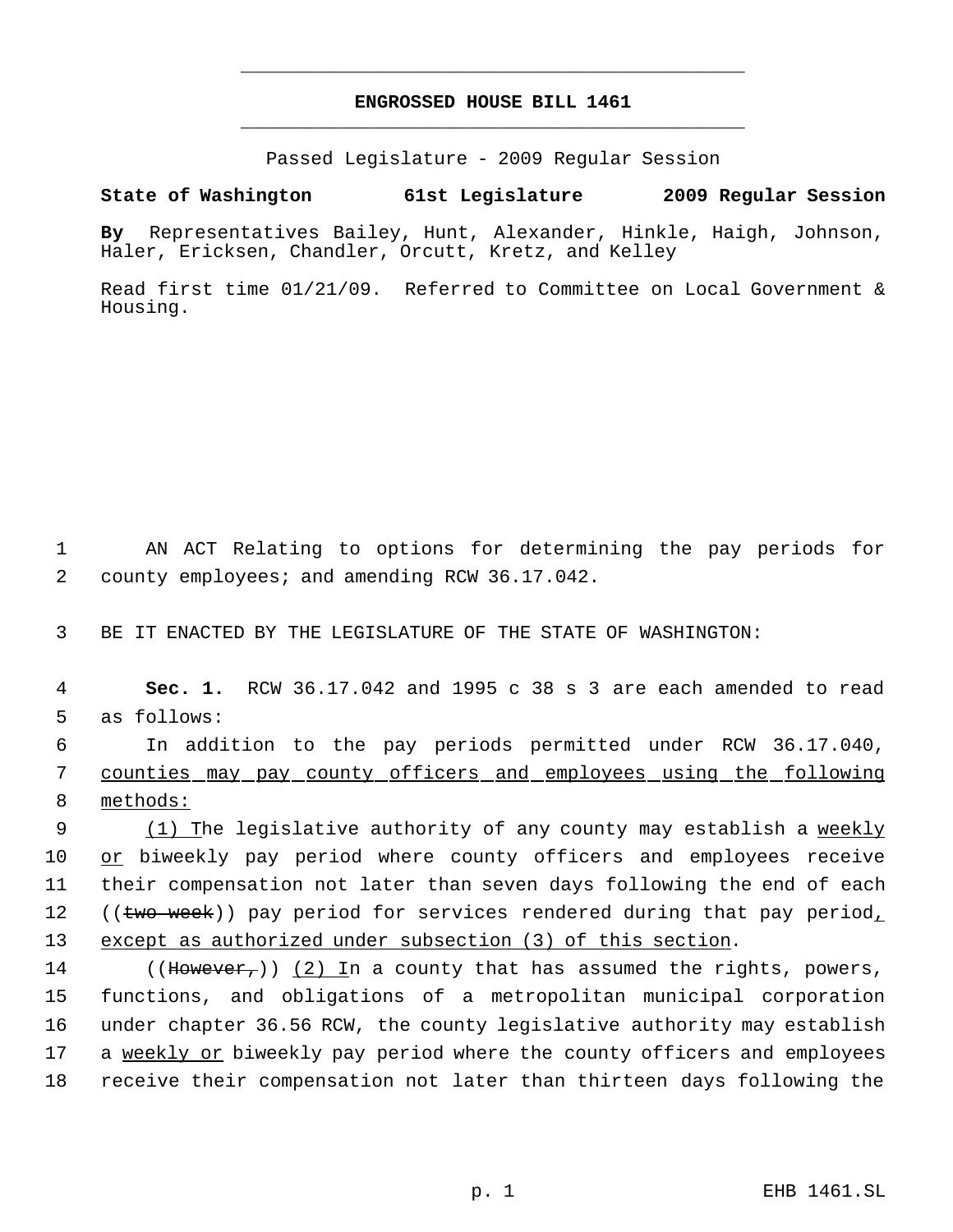**ENGROSSED HOUSE BILL 1461**

Passed Legislature - 2009 Regular Session

**State of Washington 61st Legislature 2009 Regular Session**

**By** Representatives Bailey, Hunt, Alexander, Hinkle, Haigh, Johnson, Haler, Ericksen, Chandler, Orcutt, Kretz, and Kelley

Read first time 01/21/09. Referred to Committee on Local Government & Housing.

1 AN ACT Relating to options for determining the pay periods for
2 county employees; and amending RCW 36.17.042.

3 BE IT ENACTED BY THE LEGISLATURE OF THE STATE OF WASHINGTON:

4 **Sec. 1.** RCW 36.17.042 and 1995 c 38 s 3 are each amended to read
5 as follows:

6 In addition to the pay periods permitted under RCW 36.17.040,
7 <u>counties may pay county officers and employees using the following</u>
8 <u>methods:</u>

9 <u>(1) T</u>he legislative authority of any county may establish a <u>weekly</u>
10 <u>or</u> biweekly pay period where county officers and employees receive
11 their compensation not later than seven days following the end of each
12 ((~~two-week~~)) pay period for services rendered during that pay period<u>,</u>
13 <u>except as authorized under subsection (3) of this section</u>.

14 ((~~However,~~)) <u>(2) I</u>n a county that has assumed the rights, powers,
15 functions, and obligations of a metropolitan municipal corporation
16 under chapter 36.56 RCW, the county legislative authority may establish
17 a <u>weekly or</u> biweekly pay period where the county officers and employees
18 receive their compensation not later than thirteen days following the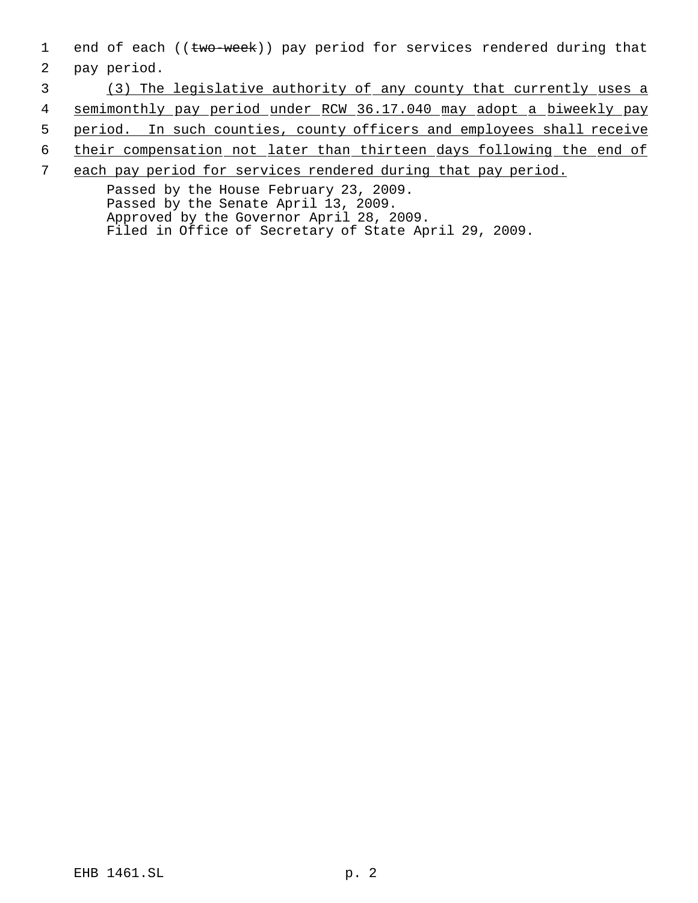end of each ((~~two-week~~)) pay period for services rendered during that pay period.

<u>(3) The legislative authority of any county that currently uses a semimonthly pay period under RCW 36.17.040 may adopt a biweekly pay period. In such counties, county officers and employees shall receive their compensation not later than thirteen days following the end of each pay period for services rendered during that pay period.</u>

Passed by the House February 23, 2009.
Passed by the Senate April 13, 2009.
Approved by the Governor April 28, 2009.
Filed in Office of Secretary of State April 29, 2009.